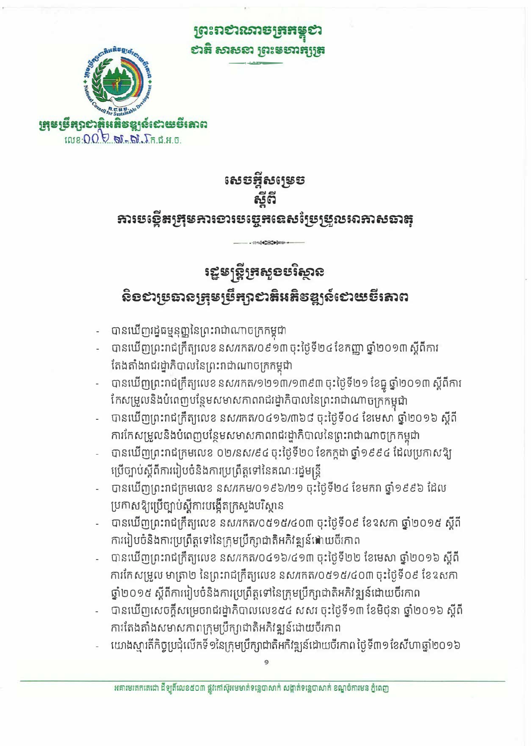ព្រះរាជាណាចក្រកម្ពុជា
ជាតិ សាសនា ព្រះមហាក្សត្រ

ក្រុមប្រឹក្សាជាតិអភិវឌ្ឍន៍ដោយចីរភាព
លេខ:០០២ ស.ស.ក.ជ.អ.ច.

# សេចក្តីសម្រេច
## ស្តីពី
## ការបង្កើតក្រុមការងារបច្ចេកទេសប្រែប្រួលអាកាសធាតុ

## រដ្ឋមន្ត្រីក្រសួងបរិស្ថាន
## និងជាប្រធានក្រុមប្រឹក្សាជាតិអភិវឌ្ឍន៍ដោយចីរភាព

- បានឃើញរដ្ឋធម្មនុញ្ញនៃព្រះរាជាណាចក្រកម្ពុជា
- បានឃើញព្រះរាជក្រឹត្យលេខ នស/រកត/០៩១៣ ចុះថ្ងៃទី២៤ ខែកញ្ញា ឆ្នាំ២០១៣ ស្តីពីការតែងតាំងរាជរដ្ឋាភិបាលនៃព្រះរាជាណាចក្រកម្ពុជា
- បានឃើញព្រះរាជក្រឹត្យលេខ នស/រកត/១២១៣/១៣៩៣ ចុះថ្ងៃទី២១ ខែធ្នូ ឆ្នាំ២០១៣ ស្តីពីការកែសម្រួលនិងបំពេញបន្ថែមសមាសភាពរាជរដ្ឋាភិបាលនៃព្រះរាជាណាចក្រកម្ពុជា
- បានឃើញព្រះរាជក្រឹត្យលេខ នស/រកត/០៤១៦/៣៦៨ ចុះថ្ងៃទី០៤ ខែមេសា ឆ្នាំ២០១៦ ស្តីពីការកែសម្រួលនិងបំពេញបន្ថែមសមាសភាពរាជរដ្ឋាភិបាលនៃព្រះរាជាណាចក្រកម្ពុជា
- បានឃើញព្រះរាជក្រមលេខ ០២/នស/៩៤ ចុះថ្ងៃទី២០ ខែកក្កដា ឆ្នាំ១៩៩៤ ដែលប្រកាសឱ្យប្រើច្បាប់ស្តីពីការរៀបចំនិងការប្រព្រឹត្តទៅនៃគណៈរដ្ឋមន្ត្រី
- បានឃើញព្រះរាជក្រមលេខ នស/រកម/០១៩៦/២១ ចុះថ្ងៃទី២៤ ខែមករា ឆ្នាំ១៩៩៦ ដែលប្រកាសឱ្យប្រើច្បាប់ស្តីការបង្កើតក្រសួងបរិស្ថាន
- បានឃើញព្រះរាជក្រឹត្យលេខ នស/រកត/០៥១៥/៤០៣ ចុះថ្ងៃទី០៩ ខែឧសភា ឆ្នាំ២០១៥ ស្តីពីការរៀបចំនិងការប្រព្រឹត្តទៅនៃក្រុមប្រឹក្សាជាតិអភិវឌ្ឍន៍ដោយចីរភាព
- បានឃើញព្រះរាជក្រឹត្យលេខ នស/រកត/០៤១៦/៤១៣ ចុះថ្ងៃទី២២ ខែមេសា ឆ្នាំ២០១៦ ស្តីពីការកែសម្រួល មាត្រា២ នៃព្រះរាជក្រឹត្យលេខ នស/រកត/០៥១៥/៤០៣ ចុះថ្ងៃទី០៩ ខែឧសភា ឆ្នាំ២០១៥ ស្តីពីការរៀបចំនិងការប្រព្រឹត្តទៅនៃក្រុមប្រឹក្សាជាតិអភិវឌ្ឍន៍ដោយចីរភាព
- បានឃើញសេចក្តីសម្រេចរាជរដ្ឋាភិបាលលេខ៥៤ សសរ ចុះថ្ងៃទី១៣ ខែមិថុនា ឆ្នាំ២០១៦ ស្តីពីការតែងតាំងសមាសភាពក្រុមប្រឹក្សាជាតិអភិវឌ្ឍន៍ដោយចីរភាព
- យោងស្មារតីកិច្ចប្រជុំលើកទី១នៃក្រុមប្រឹក្សាជាតិអភិវឌ្ឍន៍ដោយចីរភាព ថ្ងៃទី៣១ ខែសីហា ឆ្នាំ២០១៦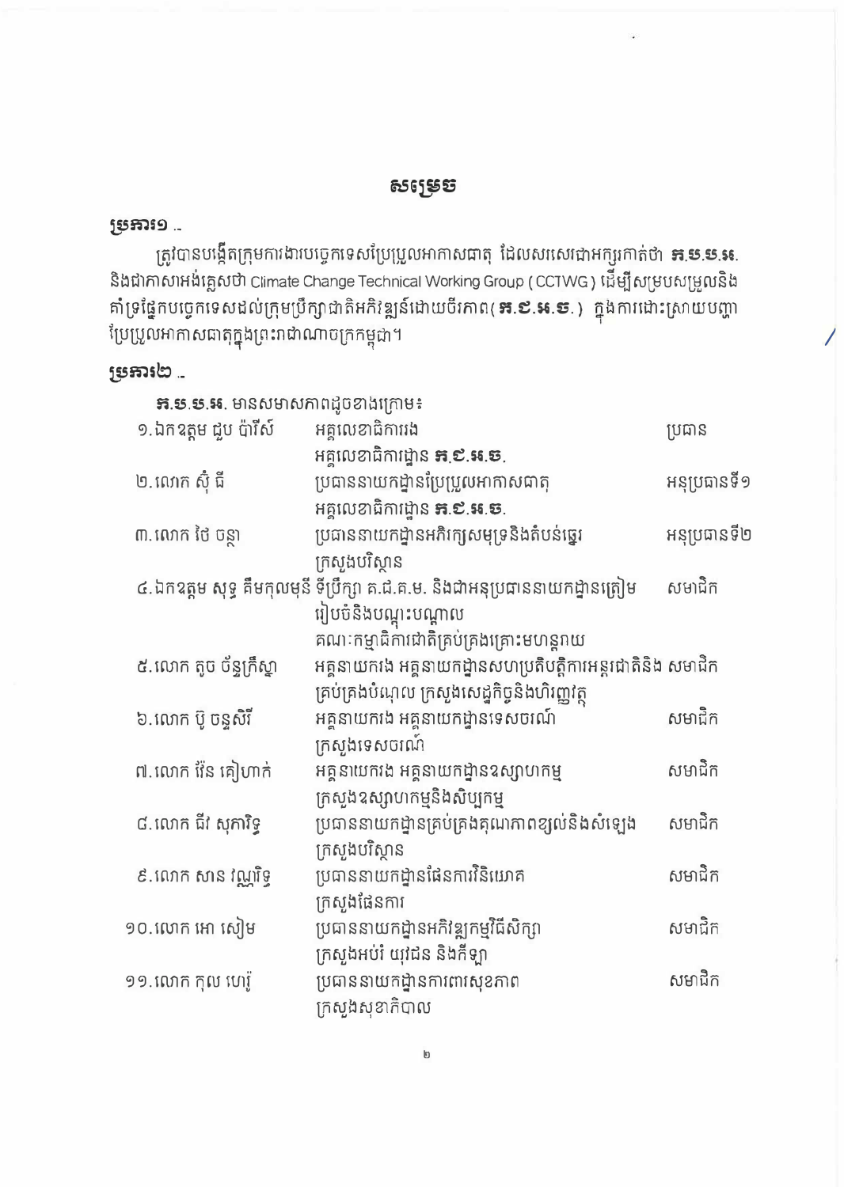# សម្រេច

**ប្រការ១ ._**

ត្រូវបានបង្កើតក្រុមការងារបច្ចេកទេសប្រែប្រួលអាកាសធាតុ ដែលសរសេរជាអក្សរកាត់ថា **ក.ប.ប.អ.** និងជាភាសាអង់គ្លេសថា Climate Change Technical Working Group ( CCTWG ) ដើម្បីសម្របសម្រួលនិងគាំទ្រផ្នែកបច្ចេកទេសដល់ក្រុមប្រឹក្សាជាតិអភិវឌ្ឍន៍ដោយចីរភាព( **ក.ជ.អ.ច.** ) ក្នុងការដោះស្រាយបញ្ហាប្រែប្រួលអាកាសធាតុក្នុងព្រះរាជាណាចក្រកម្ពុជា។

**ប្រការ២ ._**

**ក.ប.ប.អ.** មានសមាសភាពដូចខាងក្រោម៖

| | | |
|---|---|---|
| ១.ឯកឧត្តម ជួប ប៉ារីស៍ | អគ្គលេខាធិការរង<br>អគ្គលេខាធិការដ្ឋាន **ក.ជ.អ.ច.** | ប្រធាន |
| ២.លោក ស៊ុំ ធី | ប្រធាននាយកដ្ឋានប្រែប្រួលអាកាសធាតុ<br>អគ្គលេខាធិការដ្ឋាន **ក.ជ.អ.ច.** | អនុប្រធានទី១ |
| ៣.លោក ថៃ ចន្ថា | ប្រធាននាយកដ្ឋានអភិរក្សសមុទ្រនិងតំបន់ឆ្នេរ<br>ក្រសួងបរិស្ថាន | អនុប្រធានទី២ |
| ៤.ឯកឧត្តម សុទ្ធ គឹមកុលមុនី | ទីប្រឹក្សា គ.ជ.គ.ម. និងជាអនុប្រធាននាយកដ្ឋានត្រៀមរៀបចំនិងបណ្តុះបណ្តាល<br>គណៈកម្មាធិការជាតិគ្រប់គ្រងគ្រោះមហន្តរាយ | សមាជិក |
| ៥.លោក តូច ច័ន្ទក្រិស្នា | អគ្គនាយករង អគ្គនាយកដ្ឋានសហប្រតិបត្តិការអន្តរជាតិនិងគ្រប់គ្រងបំណុល ក្រសួងសេដ្ឋកិច្ចនិងហិរញ្ញវត្ថុ | សមាជិក |
| ៦.លោក ប៊ូ ចន្ទសិរី | អគ្គនាយករង អគ្គនាយកដ្ឋានទេសចរណ៍<br>ក្រសួងទេសចរណ៍ | សមាជិក |
| ៧.លោក វ៉ែន គៀហាក់ | អគ្គនាយករង អគ្គនាយកដ្ឋានឧស្សាហកម្ម<br>ក្រសួងឧស្សាហកម្មនិងសិប្បកម្ម | សមាជិក |
| ៨.លោក ជីវ សុភារិទ្ធ | ប្រធាននាយកដ្ឋានគ្រប់គ្រងគុណភាពខ្យល់និងសំឡេង<br>ក្រសួងបរិស្ថាន | សមាជិក |
| ៩.លោក សាន វណ្ណរិទ្ធ | ប្រធាននាយកដ្ឋានផែនការវិនិយោគ<br>ក្រសួងផែនការ | សមាជិក |
| ១០.លោក អោ សៀម | ប្រធាននាយកដ្ឋានអភិវឌ្ឍកម្មវិធីសិក្សា<br>ក្រសួងអប់រំ យុវជន និងកីឡា | សមាជិក |
| ១១.លោក កុល ហេរ៉ូ | ប្រធាននាយកដ្ឋានការពារសុខភាព<br>ក្រសួងសុខាភិបាល | សមាជិក |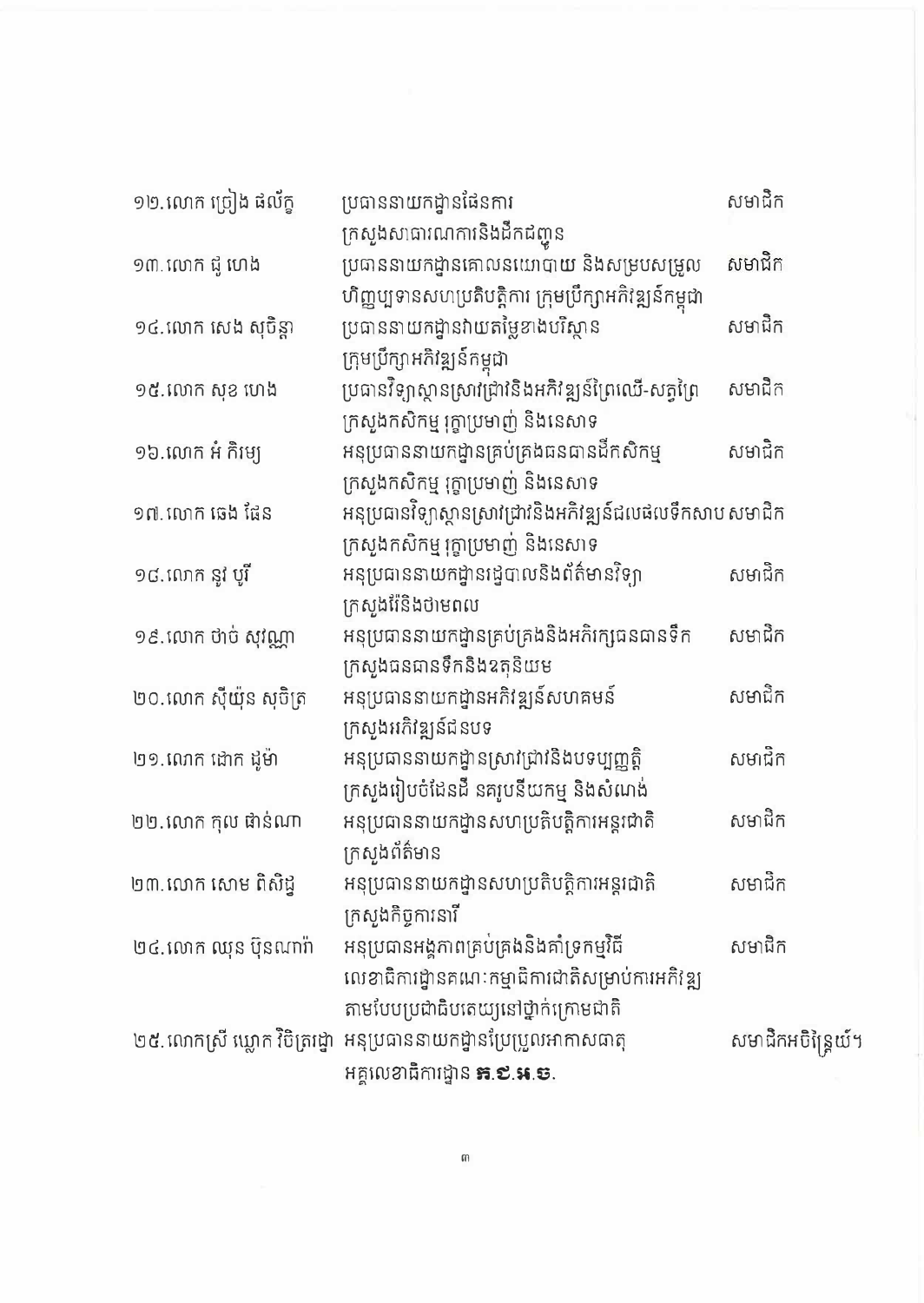| | | |
|---|---|---|
| ១២.លោក ព្រៀង ផល័ក្ខ | ប្រធាននាយកដ្ឋានផែនការ ក្រសួងសាធារណការនិងដឹកជញ្ជូន | សមាជិក |
| ១៣.លោក ជូ ហេង | ប្រធាននាយកដ្ឋានគោលនយោបាយ និងសម្របសម្រួលហិរញ្ញប្បទានសហប្រតិបត្តិការ ក្រុមប្រឹក្សាអភិវឌ្ឍន៍កម្ពុជា | សមាជិក |
| ១៤.លោក សេង សុចិន្តា | ប្រធាននាយកដ្ឋានវាយតម្លៃខាងបរិស្ថាន ក្រុមប្រឹក្សាអភិវឌ្ឍន៍កម្ពុជា | សមាជិក |
| ១៥.លោក សុខ ហេង | ប្រធានវិទ្យាស្ថានស្រាវជ្រាវនិងអភិវឌ្ឍន៍ព្រៃឈើ-សត្វព្រៃ ក្រសួងកសិកម្ម រុក្ខាប្រមាញ់ និងនេសាទ | សមាជិក |
| ១៦.លោក អំ កិរម្យ | អនុប្រធាននាយកដ្ឋានគ្រប់គ្រងធនធានដីកសិកម្ម ក្រសួងកសិកម្ម រុក្ខាប្រមាញ់ និងនេសាទ | សមាជិក |
| ១៧.លោកឆេង ផែន | អនុប្រធានវិទ្យាស្ថានស្រាវជ្រាវនិងអភិវឌ្ឍន៍ជលផលទឹកសាប ក្រសួងកសិកម្ម រុក្ខាប្រមាញ់ និងនេសាទ | សមាជិក |
| ១៨.លោក នូវ បូរី | អនុប្រធាននាយកដ្ឋានរដ្ឋបាលនិងព័ត៌មានវិទ្យា ក្រសួងរ៉ែនិងថាមពល | សមាជិក |
| ១៩.លោក ថាច់ សុវណ្ណា | អនុប្រធាននាយកដ្ឋានគ្រប់គ្រងនិងអភិរក្សធនធានទឹក ក្រសួងធនធានទឹកនិងឧតុនិយម | សមាជិក |
| ២០.លោក ស៊ីយ៉ុន សុចិត្រ | អនុប្រធាននាយកដ្ឋានអភិវឌ្ឍន៍សហគមន៍ ក្រសួងអភិវឌ្ឍន៍ជនបទ | សមាជិក |
| ២១.លោក ដោក ដូម៉ា | អនុប្រធាននាយកដ្ឋានស្រាវជ្រាវនិងបទប្បញ្ញត្តិ ក្រសួងរៀបចំដែនដី នគរូបនីយកម្ម និងសំណង់ | សមាជិក |
| ២២.លោក កុល ផាន់ណា | អនុប្រធាននាយកដ្ឋានសហប្រតិបត្តិការអន្តរជាតិ ក្រសួងព័ត៌មាន | សមាជិក |
| ២៣.លោក សោម ពិសិដ្ឋ | អនុប្រធាននាយកដ្ឋានសហប្រតិបត្តិការអន្តរជាតិ ក្រសួងកិច្ចការនារី | សមាជិក |
| ២៤.លោក ឈុន ប៊ុនណាក់ | អនុប្រធានអង្គភាពគ្រប់គ្រងនិងគាំទ្រកម្មវិធី លេខាធិការដ្ឋានគណៈកម្មាធិការជាតិសម្រាប់ការអភិវឌ្ឍតាមបែបប្រជាធិបតេយ្យនៅថ្នាក់ក្រោមជាតិ | សមាជិក |
| ២៥.លោកស្រី ឃ្លោក វិចិត្ររដ្ឋា | អនុប្រធាននាយកដ្ឋានប្រែប្រួលអាកាសធាតុ អគ្គលេខាធិការដ្ឋាន **ក.ជ.អ.ច.** | សមាជិកអចិន្ត្រៃយ៍។ |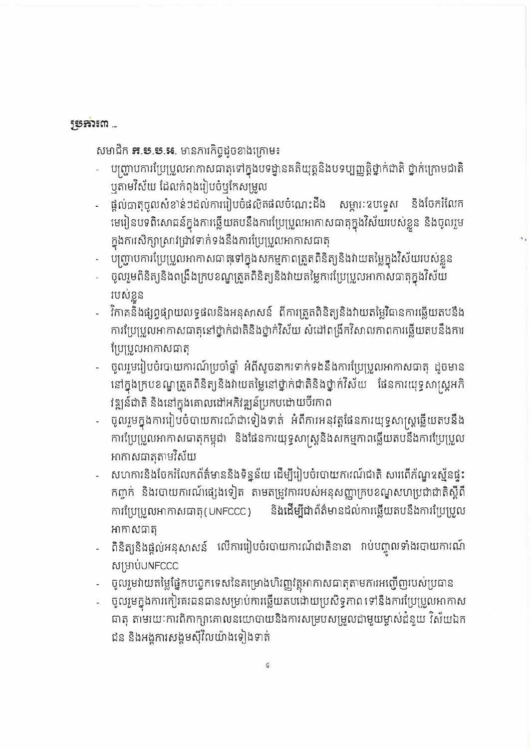**ប្រការ៣ ..**

សមាជិក **ក.ប.ប.អ.** មានភារកិច្ចដូចខាងក្រោម៖

- បញ្ជ្រាបការប្រែប្រួលអាកាសធាតុទៅក្នុងបទដ្ឋានគតិយុត្តនិងបទប្បញ្ញត្តិថ្នាក់ជាតិ ថ្នាក់ក្រោមជាតិ ឬតាមវិស័យ ដែលកំពុងរៀបចំឬកែសម្រួល
- ផ្តល់ធាតុចូលសំខាន់ៗដល់ការរៀបចំផលិតផលចំណេះដឹង សម្ភារៈឧបទ្ទេស និងចែករំលែកមេរៀនបទពិសោធន៍ក្នុងការឆ្លើយតបនឹងការប្រែប្រួលអាកាសធាតុក្នុងវិស័យរបស់ខ្លួន និងចូលរួមក្នុងការសិក្សាស្រាវជ្រាវទាក់ទងនឹងការប្រែប្រួលអាកាសធាតុ
- បញ្ជ្រាបការប្រែប្រួលអាកាសធាតុទៅក្នុងសកម្មភាពត្រួតពិនិត្យនិងវាយតម្លៃក្នុងវិស័យរបស់ខ្លួន
- ចូលរួមពិនិត្យនិងពង្រឹងក្របខណ្ឌត្រួតពិនិត្យនិងវាយតម្លៃការប្រែប្រួលអាកាសធាតុក្នុងវិស័យរបស់ខ្លួន
- វិភាគនិងផ្សព្វផ្សាយលទ្ធផលនិងអនុសាសន៍ ពីការត្រួតពិនិត្យនិងវាយតម្លៃវិធានការឆ្លើយតបនឹងការប្រែប្រួលអាកាសធាតុនៅថ្នាក់ជាតិនិងថ្នាក់វិស័យ សំដៅពង្រីកវិសាលភាពការឆ្លើយតបនឹងការប្រែប្រួលអាកាសធាតុ
- ចូលរួមរៀបចំរបាយការណ៍ប្រចាំឆ្នាំ អំពីសូចនាករទាក់ទងនឹងការប្រែប្រួលអាកាសធាតុ ដូចមាននៅក្នុងក្របខណ្ឌត្រួតពិនិត្យនិងវាយតម្លៃនៅថ្នាក់ជាតិនិងថ្នាក់វិស័យ ផែនការយុទ្ធសាស្ត្រអភិវឌ្ឍន៍ជាតិ និងនៅក្នុងគោលដៅអភិវឌ្ឍន៍ប្រកបដោយចីរភាព
- ចូលរួមក្នុងការរៀបចំរបាយការណ៍ជាទៀងទាត់ អំពីការអនុវត្តផែនការយុទ្ធសាស្ត្រឆ្លើយតបនឹងការប្រែប្រួលអាកាសធាតុកម្ពុជា និងផែនការយុទ្ធសាស្ត្រនិងសកម្មភាពឆ្លើយតបនឹងការប្រែប្រួលអាកាសធាតុតាមវិស័យ
- សហការនិងចែករំលែកព័ត៌មាននិងទិន្នន័យ ដើម្បីរៀបចំរបាយការណ៍ជាតិ សារពើភ័ណ្ឌឧស្ម័នផ្ទះកញ្ចក់ និងរបាយការណ៍ផ្សេងទៀត តាមតម្រូវការរបស់អនុសញ្ញាក្របខណ្ឌសហប្រជាជាតិស្តីពីការប្រែប្រួលអាកាសធាតុ(UNFCCC) និងដើម្បីជាព័ត៌មានដល់ការឆ្លើយតបនឹងការប្រែប្រួលអាកាសធាតុ
- ពិនិត្យនិងផ្តល់អនុសាសន៍ លើការរៀបចំរបាយការណ៍ជាតិនានា រាប់បញ្ចូលទាំងរបាយការណ៍សម្រាប់UNFCCC
- ចូលរួមវាយតម្លៃផ្នែកបច្ចេកទេសនៃគម្រោងហិរញ្ញវត្ថុអាកាសធាតុតាមការអញ្ជើញរបស់ប្រធាន
- ចូលរួមក្នុងការកៀរគរធនធានសម្រាប់ការឆ្លើយតបដោយប្រសិទ្ធភាពទៅនឹងការប្រែប្រួលអាកាសធាតុ តាមរយៈការពិភាក្សាគោលនយោបាយនិងការសម្របសម្រួលជាមួយម្ចាស់ជំនួយ វិស័យឯកជន និងអង្គការសង្គមស៊ីវិលយ៉ាងទៀងទាត់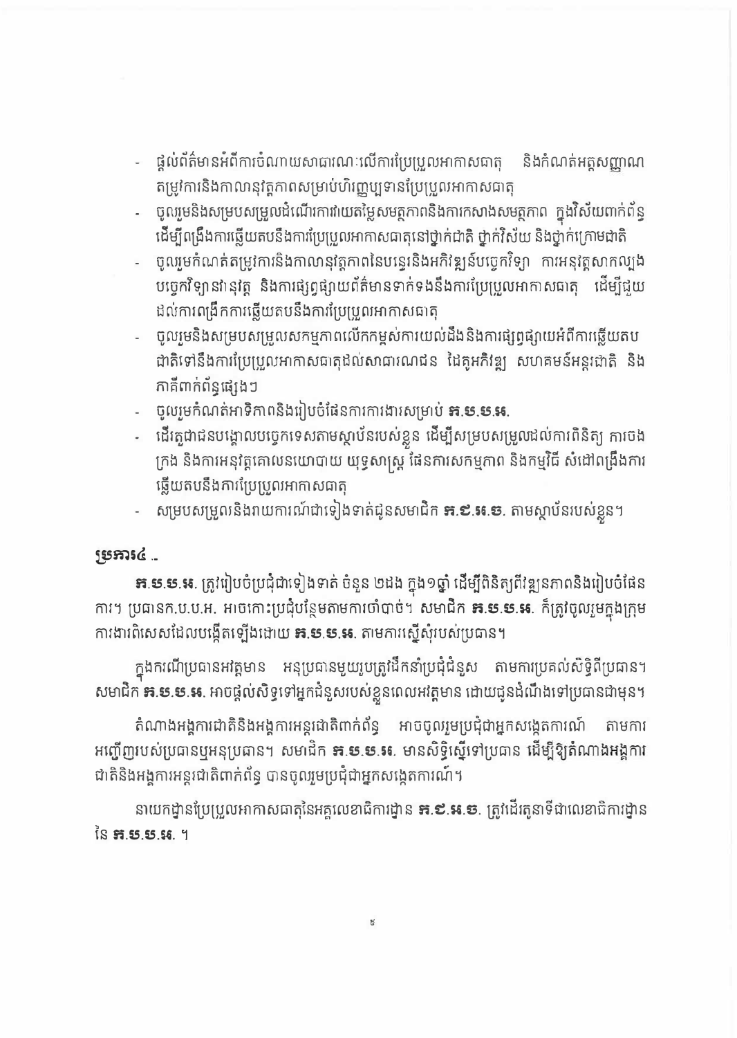- ផ្ដល់ព័ត៌មានអំពីការចំណាយសាធារណៈលើការប្រែប្រួលអាកាសធាតុ និងកំណត់អត្តសញ្ញាណតម្រូវការនិងកាលានុវត្តភាពសម្រាប់ហិរញ្ញប្បទានប្រែប្រួលអាកាសធាតុ
- ចូលរួមនិងសម្របសម្រួលដំណើរការវាយតម្លៃសមត្ថភាពនិងការកសាងសមត្ថភាព ក្នុងវិស័យពាក់ព័ន្ធ ដើម្បីពង្រឹងការឆ្លើយតបនឹងការប្រែប្រួលអាកាសធាតុនៅថ្នាក់ជាតិ ថ្នាក់វិស័យ និងថ្នាក់ក្រោមជាតិ
- ចូលរួមកំណត់តម្រូវការនិងកាលានុវត្តភាពនៃបន្ទេរនិងអភិវឌ្ឍន៍បច្ចេកវិទ្យា ការអនុវត្តសាកល្បងបច្ចេកវិទ្យានវានុវត្ត និងការផ្សព្វផ្សាយព័ត៌មានទាក់ទងនឹងការប្រែប្រួលអាកាសធាតុ ដើម្បីជួយដល់ការពង្រីកការឆ្លើយតបនឹងការប្រែប្រួលអាកាសធាតុ
- ចូលរួមនិងសម្របសម្រួលសកម្មភាពលើកកម្ពស់ការយល់ដឹងនិងការផ្សព្វផ្សាយអំពីការឆ្លើយតបជាតិទៅនឹងការប្រែប្រួលអាកាសធាតុដល់សាធារណជន ដៃគូអភិវឌ្ឍ សហគមន៍អន្តរជាតិ និងភាគីពាក់ព័ន្ធផ្សេងៗ
- ចូលរួមកំណត់អាទិភាពនិងរៀបចំផែនការការងារសម្រាប់ **ក.ប.ប.អ.**
- ដើរតួជាជនបង្គោលបច្ចេកទេសតាមស្ថាប័នរបស់ខ្លួន ដើម្បីសម្របសម្រួលដល់ការពិនិត្យ ការចងក្រង និងការអនុវត្តគោលនយោបាយ យុទ្ធសាស្ត្រ ផែនការសកម្មភាព និងកម្មវិធី សំដៅពង្រឹងការឆ្លើយតបនឹងការប្រែប្រួលអាកាសធាតុ
- សម្របសម្រួលនិងរាយការណ៍ជាទៀងទាត់ជូនសមាជិក **ក.ជ.អ.ច.** តាមស្ថាប័នរបស់ខ្លួន។

**ប្រការ៤ ..**

**ក.ប.ប.អ.** ត្រូវរៀបចំប្រជុំជាទៀងទាត់ ចំនួន ២ដង ក្នុង១ឆ្នាំ ដើម្បីពិនិត្យពីវឌ្ឍនភាពនិងរៀបចំផែនការ។ ប្រធានក.ប.ប.អ. អាចកោះប្រជុំបន្ថែមតាមការចាំបាច់។ សមាជិក **ក.ប.ប.អ.** ក៏ត្រូវចូលរួមក្នុងក្រុមការងារពិសេសដែលបង្កើតឡើងដោយ **ក.ប.ប.អ.** តាមការស្នើសុំរបស់ប្រធាន។

ក្នុងករណីប្រធានអវត្តមាន អនុប្រធានមួយរូបត្រូវដឹកនាំប្រជុំជំនួស តាមការប្រគល់សិទ្ធិពីប្រធាន។ សមាជិក **ក.ប.ប.អ.** អាចផ្ដល់សិទ្ធទៅអ្នកជំនួសរបស់ខ្លួនពេលអវត្តមាន ដោយជូនដំណឹងទៅប្រធានជាមុន។

តំណាងអង្គការជាតិនិងអង្គការអន្តរជាតិពាក់ព័ន្ធ អាចចូលរួមប្រជុំជាអ្នកសង្កេតការណ៍ តាមការអញ្ជើញរបស់ប្រធានឬអនុប្រធាន។ សមាជិក **ក.ប.ប.អ.** មានសិទ្ធិស្នើទៅប្រធាន ដើម្បីឱ្យតំណាងអង្គការជាតិនិងអង្គការអន្តរជាតិពាក់ព័ន្ធ បានចូលរួមប្រជុំជាអ្នកសង្កេតការណ៍។

នាយកដ្ឋានប្រែប្រួលអាកាសធាតុនៃអគ្គលេខាធិការដ្ឋាន **ក.ជ.អ.ច.** ត្រូវដើរតួនាទីជាលេខាធិការដ្ឋាននៃ **ក.ប.ប.អ.** ។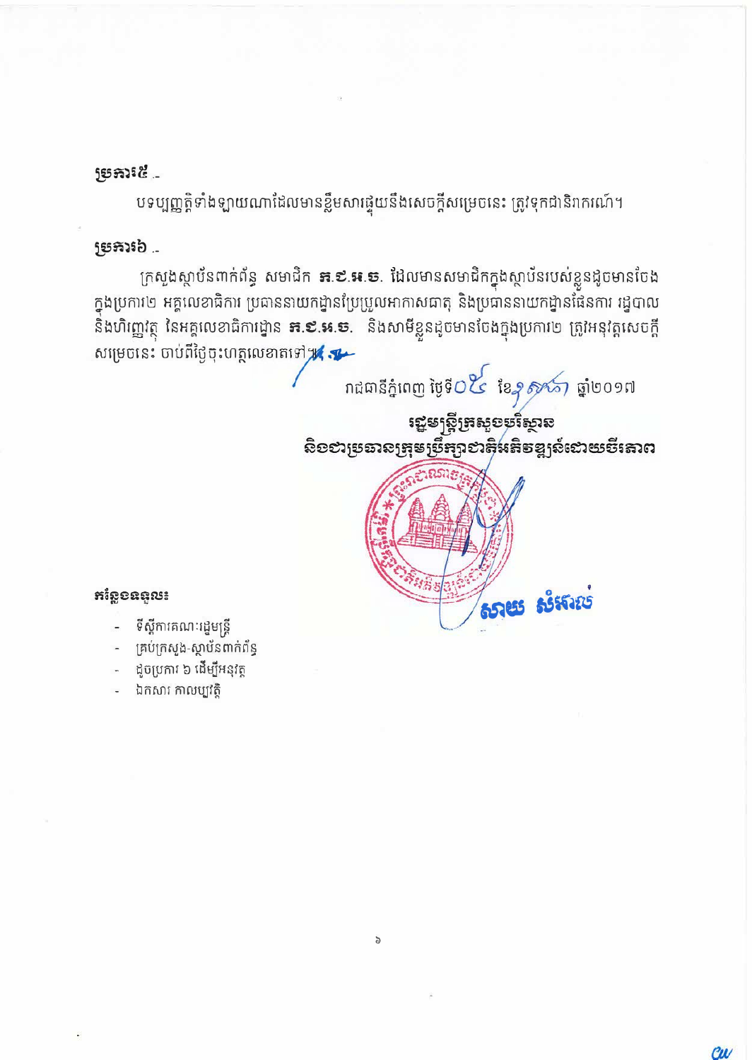**ប្រការ៥.-**

បទប្បញ្ញត្តិទាំងឡាយណាដែលមានខ្លឹមសារផ្ទុយនឹងសេចក្តីសម្រេចនេះ ត្រូវទុកជានិរាករណ៍។

**ប្រការ៦.-**

ក្រសួងស្ថាប័នពាក់ព័ន្ធ សមាជិក **ក.ជ.អ.ច.** ដែលមានសមាជិកក្នុងស្ថាប័នរបស់ខ្លួនដូចមានចែងក្នុងប្រការ២ អគ្គលេខាធិការ ប្រធាននាយកដ្ឋានប្រែប្រួលអាកាសធាតុ និងប្រធាននាយកដ្ឋានផែនការ រដ្ឋបាល និងហិរញ្ញវត្ថុ នៃអគ្គលេខាធិការដ្ឋាន **ក.ជ.អ.ច.** និងសាមីខ្លួនដូចមានចែងក្នុងប្រការ២ ត្រូវអនុវត្តសេចក្តីសម្រេចនេះ ចាប់ពីថ្ងៃចុះហត្ថលេខាតទៅ។

រាជធានីភ្នំពេញ ថ្ងៃទី០៤ ខែឧសភា ឆ្នាំ២០១៧

**រដ្ឋមន្ត្រីក្រសួងបរិស្ថាន**
**និងជាប្រធានក្រុមប្រឹក្សាជាតិអភិវឌ្ឍន៍ដោយចីរភាព**

**សាយ សំអាល់**

**កន្លែងទទួល៖**

- ទីស្តីការគណៈរដ្ឋមន្ត្រី
- គ្រប់ក្រសួង-ស្ថាប័នពាក់ព័ន្ធ
- ដូចប្រការ ៦ ដើម្បីអនុវត្ត
- ឯកសារ កាលប្បវត្តិ